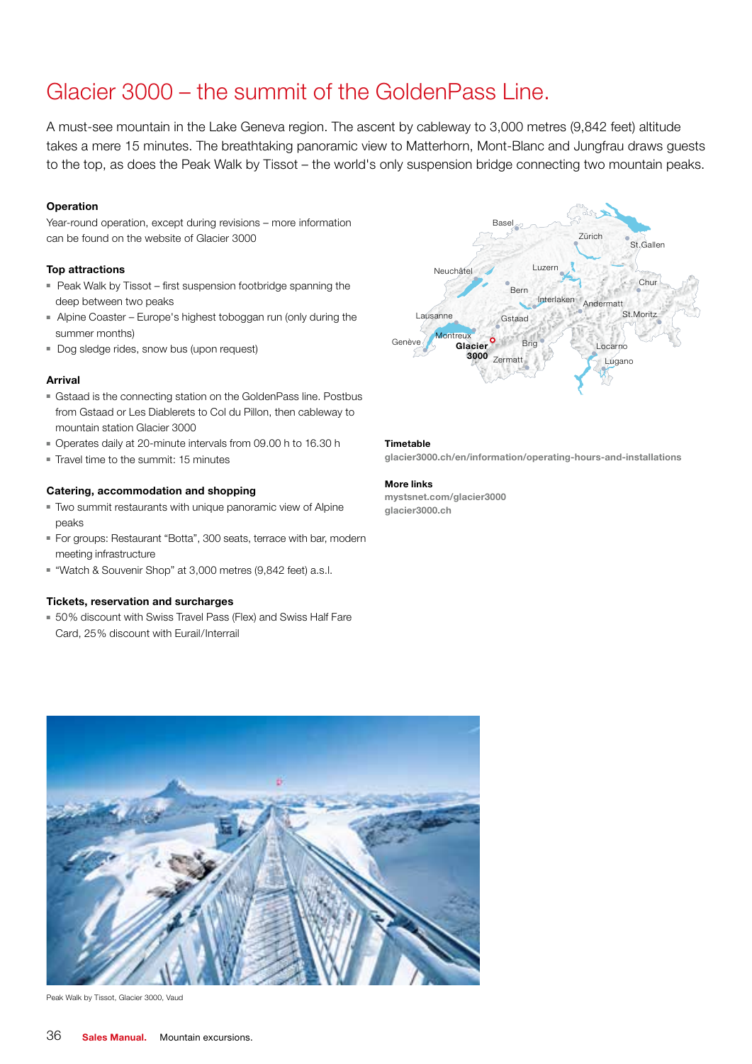# Glacier 3000 – the summit of the GoldenPass Line.

A must-see mountain in the Lake Geneva region. The ascent by cableway to 3,000 metres (9,842 feet) altitude takes a mere 15 minutes. The breathtaking panoramic view to Matterhorn, Mont-Blanc and Jungfrau draws guests to the top, as does the Peak Walk by Tissot – the world's only suspension bridge connecting two mountain peaks.

### Operation

Year-round operation, except during revisions – more information can be found on the website of Glacier 3000

### Top attractions

- Peak Walk by Tissot – first suspension footbridge spanning the deep between two peaks
- Alpine Coaster – Europe's highest toboggan run (only during the summer months)
- Dog sledge rides, snow bus (upon request)

### Arrival

- Gstaad is the connecting station on the GoldenPass line. Postbus from Gstaad or Les Diablerets to Col du Pillon, then cableway to mountain station Glacier 3000
- Operates daily at 20-minute intervals from 09.00 h to 16.30 h
- Travel time to the summit: 15 minutes

### Catering, accommodation and shopping

- Two summit restaurants with unique panoramic view of Alpine peaks
- For groups: Restaurant "Botta", 300 seats, terrace with bar, modern meeting infrastructure
- "Watch & Souvenir Shop" at 3,000 metres (9,842 feet) a.s.l.

### Tickets, reservation and surcharges

- 50% discount with Swiss Travel Pass (Flex) and Swiss Half Fare Card, 25% discount with Eurail/Interrail

### Timetable

glacier3000.ch/en/information/operating-hours-and-installations

### More links

mystsnet.com/glacier3000
glacier3000.ch

Peak Walk by Tissot, Glacier 3000, Vaud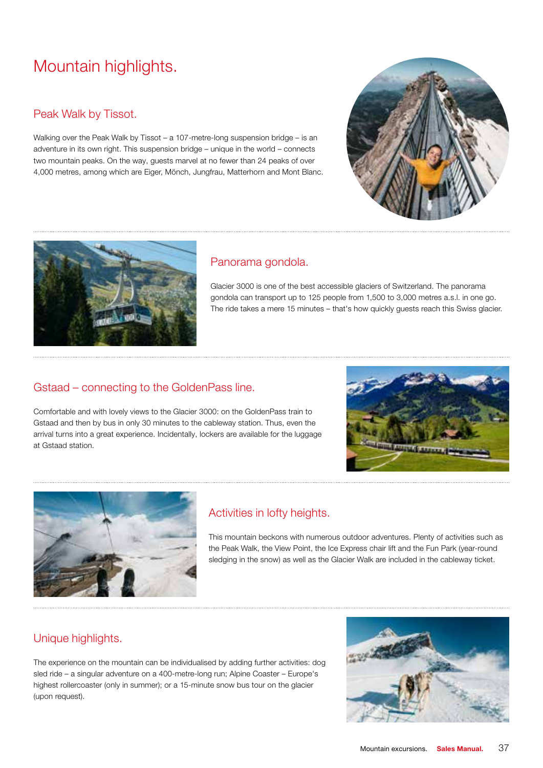# Mountain highlights.

## Peak Walk by Tissot.

Walking over the Peak Walk by Tissot – a 107-metre-long suspension bridge – is an adventure in its own right. This suspension bridge – unique in the world – connects two mountain peaks. On the way, guests marvel at no fewer than 24 peaks of over 4,000 metres, among which are Eiger, Mönch, Jungfrau, Matterhorn and Mont Blanc.

## Panorama gondola.

Glacier 3000 is one of the best accessible glaciers of Switzerland. The panorama gondola can transport up to 125 people from 1,500 to 3,000 metres a.s.l. in one go. The ride takes a mere 15 minutes – that's how quickly guests reach this Swiss glacier.

## Gstaad – connecting to the GoldenPass line.

Comfortable and with lovely views to the Glacier 3000: on the GoldenPass train to Gstaad and then by bus in only 30 minutes to the cableway station. Thus, even the arrival turns into a great experience. Incidentally, lockers are available for the luggage at Gstaad station.

## Activities in lofty heights.

This mountain beckons with numerous outdoor adventures. Plenty of activities such as the Peak Walk, the View Point, the Ice Express chair lift and the Fun Park (year-round sledging in the snow) as well as the Glacier Walk are included in the cableway ticket.

## Unique highlights.

The experience on the mountain can be individualised by adding further activities: dog sled ride – a singular adventure on a 400-metre-long run; Alpine Coaster – Europe's highest rollercoaster (only in summer); or a 15-minute snow bus tour on the glacier (upon request).